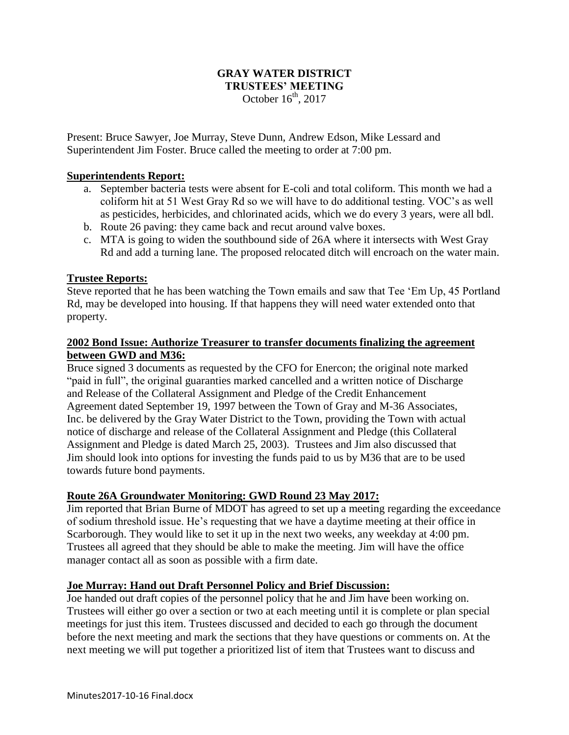**GRAY WATER DISTRICT**
**TRUSTEES' MEETING**
October 16th, 2017

Present: Bruce Sawyer, Joe Murray, Steve Dunn, Andrew Edson, Mike Lessard and Superintendent Jim Foster. Bruce called the meeting to order at 7:00 pm.

**Superintendents Report:**

a. September bacteria tests were absent for E-coli and total coliform. This month we had a coliform hit at 51 West Gray Rd so we will have to do additional testing. VOC's as well as pesticides, herbicides, and chlorinated acids, which we do every 3 years, were all bdl.
b. Route 26 paving: they came back and recut around valve boxes.
c. MTA is going to widen the southbound side of 26A where it intersects with West Gray Rd and add a turning lane. The proposed relocated ditch will encroach on the water main.

**Trustee Reports:**

Steve reported that he has been watching the Town emails and saw that Tee 'Em Up, 45 Portland Rd, may be developed into housing. If that happens they will need water extended onto that property.

**2002 Bond Issue: Authorize Treasurer to transfer documents finalizing the agreement between GWD and M36:**

Bruce signed 3 documents as requested by the CFO for Enercon; the original note marked "paid in full", the original guaranties marked cancelled and a written notice of Discharge and Release of the Collateral Assignment and Pledge of the Credit Enhancement Agreement dated September 19, 1997 between the Town of Gray and M-36 Associates, Inc. be delivered by the Gray Water District to the Town, providing the Town with actual notice of discharge and release of the Collateral Assignment and Pledge (this Collateral Assignment and Pledge is dated March 25, 2003). Trustees and Jim also discussed that Jim should look into options for investing the funds paid to us by M36 that are to be used towards future bond payments.

**Route 26A Groundwater Monitoring: GWD Round 23 May 2017:**

Jim reported that Brian Burne of MDOT has agreed to set up a meeting regarding the exceedance of sodium threshold issue. He's requesting that we have a daytime meeting at their office in Scarborough. They would like to set it up in the next two weeks, any weekday at 4:00 pm. Trustees all agreed that they should be able to make the meeting. Jim will have the office manager contact all as soon as possible with a firm date.

**Joe Murray: Hand out Draft Personnel Policy and Brief Discussion:**

Joe handed out draft copies of the personnel policy that he and Jim have been working on. Trustees will either go over a section or two at each meeting until it is complete or plan special meetings for just this item. Trustees discussed and decided to each go through the document before the next meeting and mark the sections that they have questions or comments on. At the next meeting we will put together a prioritized list of item that Trustees want to discuss and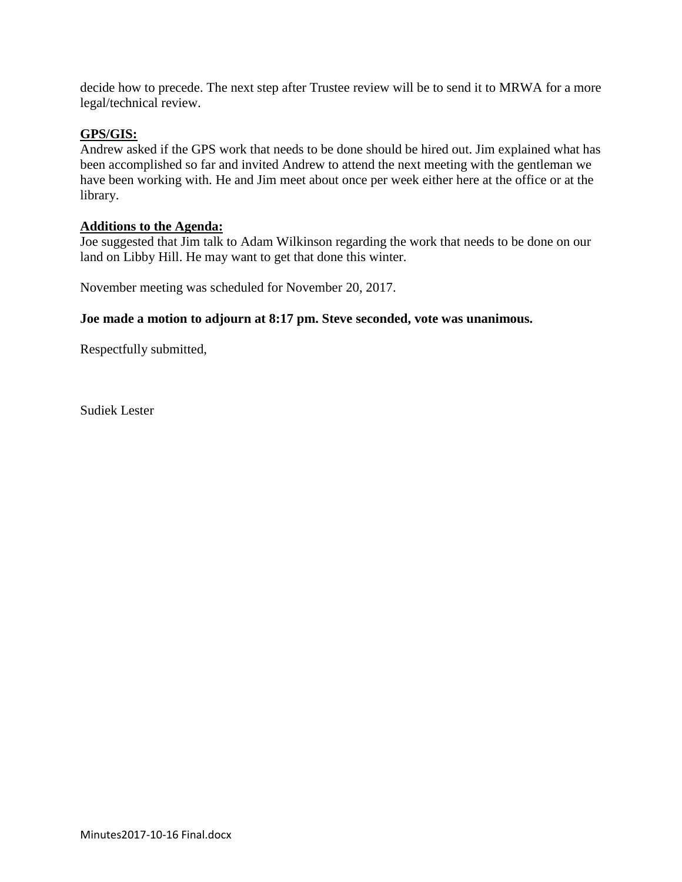decide how to precede. The next step after Trustee review will be to send it to MRWA for a more legal/technical review.

**GPS/GIS:**
Andrew asked if the GPS work that needs to be done should be hired out. Jim explained what has been accomplished so far and invited Andrew to attend the next meeting with the gentleman we have been working with. He and Jim meet about once per week either here at the office or at the library.

**Additions to the Agenda:**
Joe suggested that Jim talk to Adam Wilkinson regarding the work that needs to be done on our land on Libby Hill. He may want to get that done this winter.

November meeting was scheduled for November 20, 2017.

**Joe made a motion to adjourn at 8:17 pm. Steve seconded, vote was unanimous.**

Respectfully submitted,

Sudiek Lester